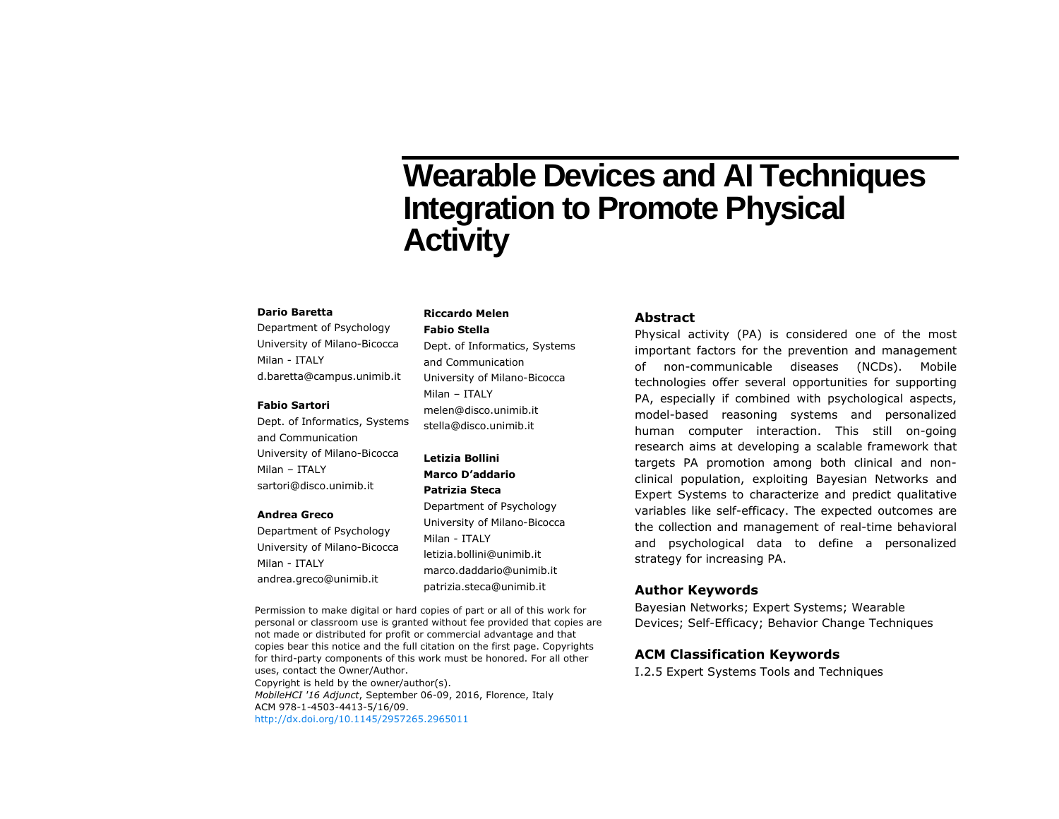# Wearable Devices and AI Techniques Integration to Promote Physical Activity

**Dario Baretta**
Department of Psychology
University of Milano-Bicocca
Milan - ITALY
d.baretta@campus.unimib.it

**Fabio Sartori**
Dept. of Informatics, Systems and Communication
University of Milano-Bicocca
Milan – ITALY
sartori@disco.unimib.it

**Andrea Greco**
Department of Psychology
University of Milano-Bicocca
Milan - ITALY
andrea.greco@unimib.it

**Riccardo Melen**
**Fabio Stella**
Dept. of Informatics, Systems and Communication
University of Milano-Bicocca
Milan – ITALY
melen@disco.unimib.it
stella@disco.unimib.it

**Letizia Bollini**
**Marco D'addario**
**Patrizia Steca**
Department of Psychology
University of Milano-Bicocca
Milan - ITALY
letizia.bollini@unimib.it
marco.daddario@unimib.it
patrizia.steca@unimib.it

Permission to make digital or hard copies of part or all of this work for personal or classroom use is granted without fee provided that copies are not made or distributed for profit or commercial advantage and that copies bear this notice and the full citation on the first page. Copyrights for third-party components of this work must be honored. For all other uses, contact the Owner/Author.
Copyright is held by the owner/author(s).
*MobileHCI '16 Adjunct*, September 06-09, 2016, Florence, Italy
ACM 978-1-4503-4413-5/16/09.
http://dx.doi.org/10.1145/2957265.2965011

## Abstract

Physical activity (PA) is considered one of the most important factors for the prevention and management of non-communicable diseases (NCDs). Mobile technologies offer several opportunities for supporting PA, especially if combined with psychological aspects, model-based reasoning systems and personalized human computer interaction. This still on-going research aims at developing a scalable framework that targets PA promotion among both clinical and non-clinical population, exploiting Bayesian Networks and Expert Systems to characterize and predict qualitative variables like self-efficacy. The expected outcomes are the collection and management of real-time behavioral and psychological data to define a personalized strategy for increasing PA.

## Author Keywords

Bayesian Networks; Expert Systems; Wearable Devices; Self-Efficacy; Behavior Change Techniques

## ACM Classification Keywords

I.2.5 Expert Systems Tools and Techniques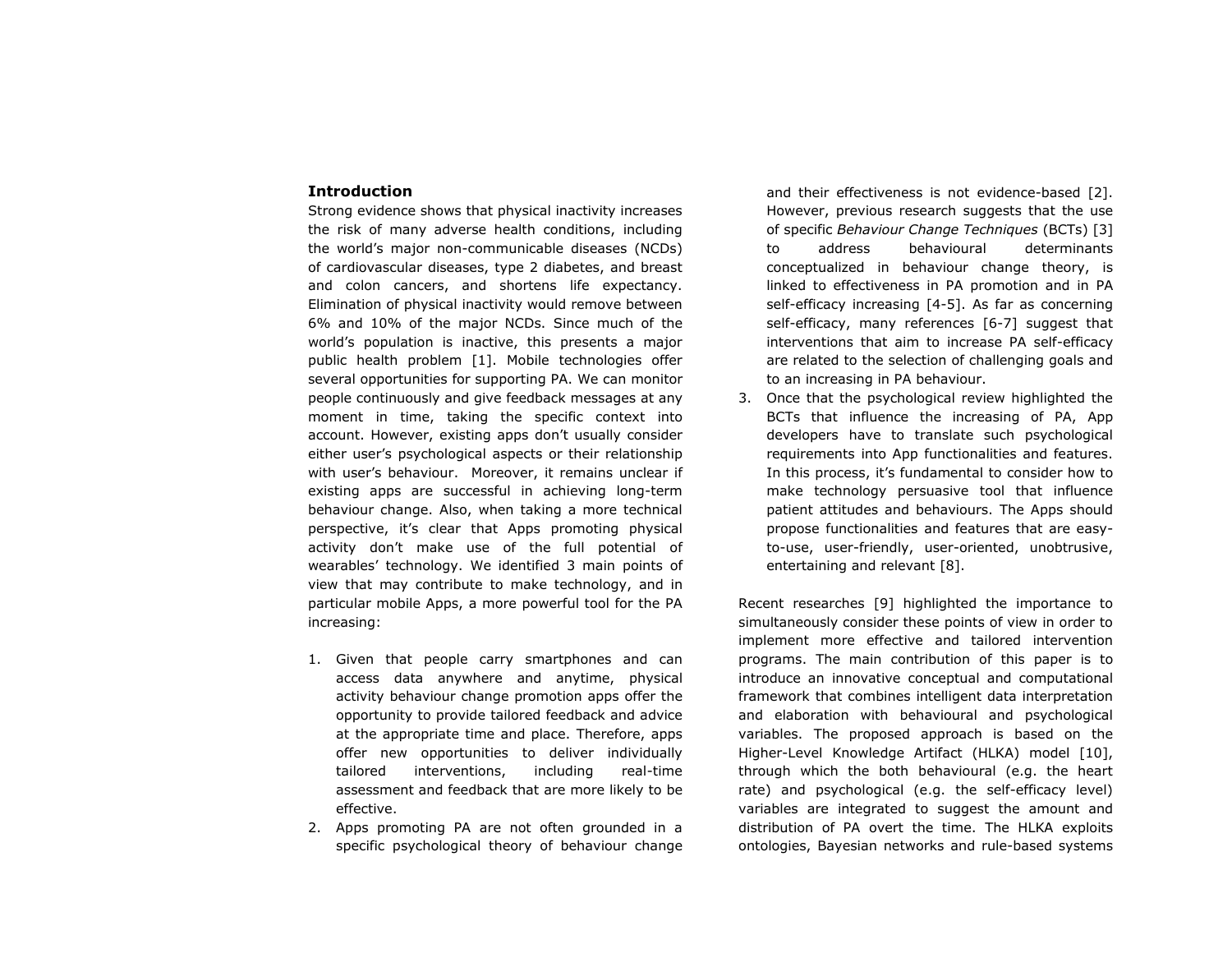## Introduction

Strong evidence shows that physical inactivity increases the risk of many adverse health conditions, including the world's major non-communicable diseases (NCDs) of cardiovascular diseases, type 2 diabetes, and breast and colon cancers, and shortens life expectancy. Elimination of physical inactivity would remove between 6% and 10% of the major NCDs. Since much of the world's population is inactive, this presents a major public health problem [1]. Mobile technologies offer several opportunities for supporting PA. We can monitor people continuously and give feedback messages at any moment in time, taking the specific context into account. However, existing apps don't usually consider either user's psychological aspects or their relationship with user's behaviour. Moreover, it remains unclear if existing apps are successful in achieving long-term behaviour change. Also, when taking a more technical perspective, it's clear that Apps promoting physical activity don't make use of the full potential of wearables' technology. We identified 3 main points of view that may contribute to make technology, and in particular mobile Apps, a more powerful tool for the PA increasing:

1. Given that people carry smartphones and can access data anywhere and anytime, physical activity behaviour change promotion apps offer the opportunity to provide tailored feedback and advice at the appropriate time and place. Therefore, apps offer new opportunities to deliver individually tailored interventions, including real-time assessment and feedback that are more likely to be effective.
2. Apps promoting PA are not often grounded in a specific psychological theory of behaviour change and their effectiveness is not evidence-based [2]. However, previous research suggests that the use of specific *Behaviour Change Techniques* (BCTs) [3] to address behavioural determinants conceptualized in behaviour change theory, is linked to effectiveness in PA promotion and in PA self-efficacy increasing [4-5]. As far as concerning self-efficacy, many references [6-7] suggest that interventions that aim to increase PA self-efficacy are related to the selection of challenging goals and to an increasing in PA behaviour.
3. Once that the psychological review highlighted the BCTs that influence the increasing of PA, App developers have to translate such psychological requirements into App functionalities and features. In this process, it's fundamental to consider how to make technology persuasive tool that influence patient attitudes and behaviours. The Apps should propose functionalities and features that are easy-to-use, user-friendly, user-oriented, unobtrusive, entertaining and relevant [8].

Recent researches [9] highlighted the importance to simultaneously consider these points of view in order to implement more effective and tailored intervention programs. The main contribution of this paper is to introduce an innovative conceptual and computational framework that combines intelligent data interpretation and elaboration with behavioural and psychological variables. The proposed approach is based on the Higher-Level Knowledge Artifact (HLKA) model [10], through which the both behavioural (e.g. the heart rate) and psychological (e.g. the self-efficacy level) variables are integrated to suggest the amount and distribution of PA overt the time. The HLKA exploits ontologies, Bayesian networks and rule-based systems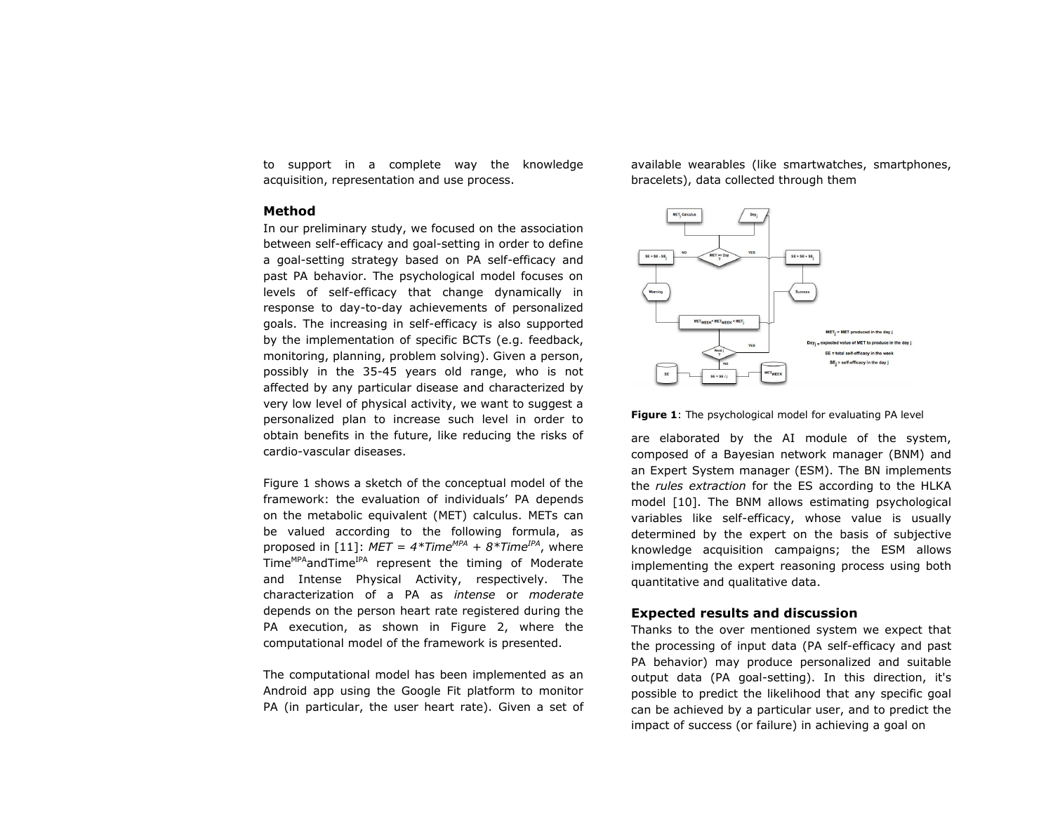to support in a complete way the knowledge acquisition, representation and use process.

## Method

In our preliminary study, we focused on the association between self-efficacy and goal-setting in order to define a goal-setting strategy based on PA self-efficacy and past PA behavior. The psychological model focuses on levels of self-efficacy that change dynamically in response to day-to-day achievements of personalized goals. The increasing in self-efficacy is also supported by the implementation of specific BCTs (e.g. feedback, monitoring, planning, problem solving). Given a person, possibly in the 35-45 years old range, who is not affected by any particular disease and characterized by very low level of physical activity, we want to suggest a personalized plan to increase such level in order to obtain benefits in the future, like reducing the risks of cardio-vascular diseases.

Figure 1 shows a sketch of the conceptual model of the framework: the evaluation of individuals' PA depends on the metabolic equivalent (MET) calculus. METs can be valued according to the following formula, as proposed in [11]: $MET = 4*Time^{MPA} + 8*Time^{IPA}$, where $Time^{MPA}$ and $Time^{IPA}$ represent the timing of Moderate and Intense Physical Activity, respectively. The characterization of a PA as *intense* or *moderate* depends on the person heart rate registered during the PA execution, as shown in Figure 2, where the computational model of the framework is presented.

The computational model has been implemented as an Android app using the Google Fit platform to monitor PA (in particular, the user heart rate). Given a set of available wearables (like smartwatches, smartphones, bracelets), data collected through them

**Figure 1**: The psychological model for evaluating PA level

are elaborated by the AI module of the system, composed of a Bayesian network manager (BNM) and an Expert System manager (ESM). The BN implements the *rules extraction* for the ES according to the HLKA model [10]. The BNM allows estimating psychological variables like self-efficacy, whose value is usually determined by the expert on the basis of subjective knowledge acquisition campaigns; the ESM allows implementing the expert reasoning process using both quantitative and qualitative data.

## Expected results and discussion

Thanks to the over mentioned system we expect that the processing of input data (PA self-efficacy and past PA behavior) may produce personalized and suitable output data (PA goal-setting). In this direction, it's possible to predict the likelihood that any specific goal can be achieved by a particular user, and to predict the impact of success (or failure) in achieving a goal on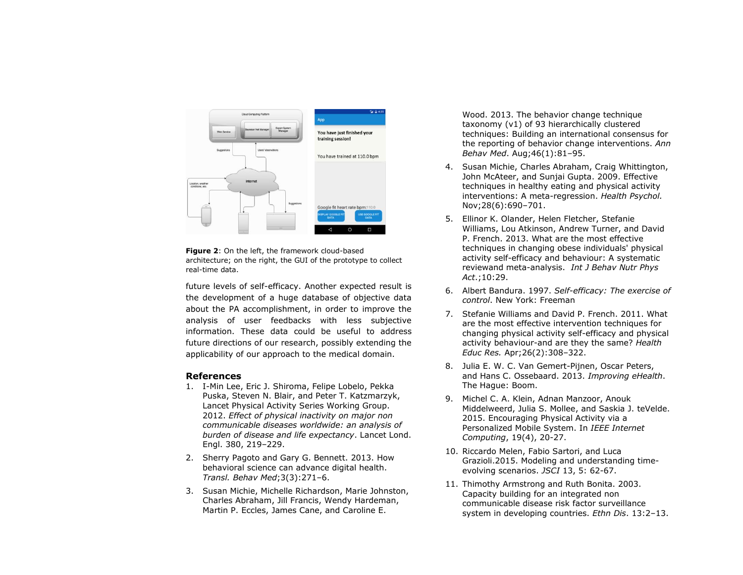**Figure 2**: On the left, the framework cloud-based architecture; on the right, the GUI of the prototype to collect real-time data.

future levels of self-efficacy. Another expected result is the development of a huge database of objective data about the PA accomplishment, in order to improve the analysis of user feedbacks with less subjective information. These data could be useful to address future directions of our research, possibly extending the applicability of our approach to the medical domain.

## References

1. I-Min Lee, Eric J. Shiroma, Felipe Lobelo, Pekka Puska, Steven N. Blair, and Peter T. Katzmarzyk, Lancet Physical Activity Series Working Group. 2012. *Effect of physical inactivity on major non communicable diseases worldwide: an analysis of burden of disease and life expectancy*. Lancet Lond. Engl. 380, 219–229.
2. Sherry Pagoto and Gary G. Bennett. 2013. How behavioral science can advance digital health. *Transl. Behav Med*;3(3):271–6.
3. Susan Michie, Michelle Richardson, Marie Johnston, Charles Abraham, Jill Francis, Wendy Hardeman, Martin P. Eccles, James Cane, and Caroline E. Wood. 2013. The behavior change technique taxonomy (v1) of 93 hierarchically clustered techniques: Building an international consensus for the reporting of behavior change interventions. *Ann Behav Med*. Aug;46(1):81–95.
4. Susan Michie, Charles Abraham, Craig Whittington, John McAteer, and Sunjai Gupta. 2009. Effective techniques in healthy eating and physical activity interventions: A meta-regression. *Health Psychol.* Nov;28(6):690–701.
5. Ellinor K. Olander, Helen Fletcher, Stefanie Williams, Lou Atkinson, Andrew Turner, and David P. French. 2013. What are the most effective techniques in changing obese individuals' physical activity self-efficacy and behaviour: A systematic reviewand meta-analysis. *Int J Behav Nutr Phys Act*.;10:29.
6. Albert Bandura. 1997. *Self-efficacy: The exercise of control*. New York: Freeman
7. Stefanie Williams and David P. French. 2011. What are the most effective intervention techniques for changing physical activity self-efficacy and physical activity behaviour-and are they the same? *Health Educ Res.* Apr;26(2):308–322.
8. Julia E. W. C. Van Gemert-Pijnen, Oscar Peters, and Hans C. Ossebaard. 2013. *Improving eHealth*. The Hague: Boom.
9. Michel C. A. Klein, Adnan Manzoor, Anouk Middelweerd, Julia S. Mollee, and Saskia J. teVelde. 2015. Encouraging Physical Activity via a Personalized Mobile System. In *IEEE Internet Computing*, 19(4), 20-27.
10. Riccardo Melen, Fabio Sartori, and Luca Grazioli.2015. Modeling and understanding time-evolving scenarios. *JSCI* 13, 5: 62-67.
11. Thimothy Armstrong and Ruth Bonita. 2003. Capacity building for an integrated non communicable disease risk factor surveillance system in developing countries. *Ethn Dis*. 13:2–13.